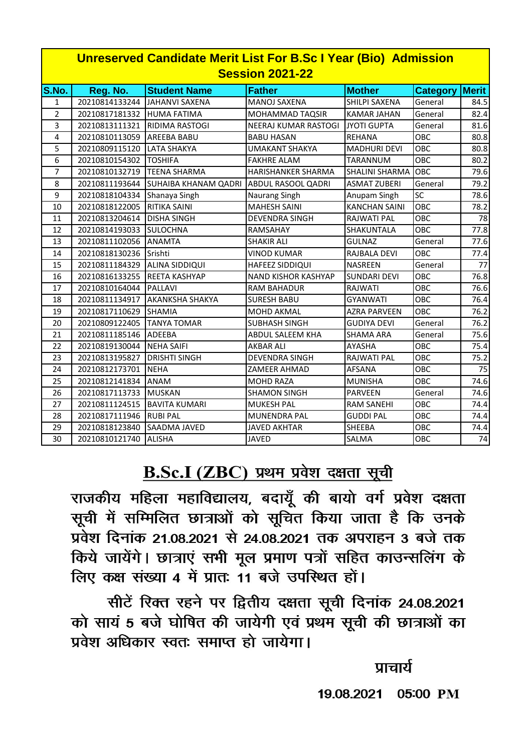# Unreserved Candidate Merit List For B.Sc I Year (Bio) Admission Session 2021-22

| S.No. | Reg. No. | Student Name | Father | Mother | Category | Merit |
|---|---|---|---|---|---|---|
| 1 | 20210814133244 | JAHANVI SAXENA | MANOJ SAXENA | SHILPI SAXENA | General | 84.5 |
| 2 | 20210817181332 | HUMA FATIMA | MOHAMMAD TAQSIR | KAMAR JAHAN | General | 82.4 |
| 3 | 20210813111321 | RIDIMA RASTOGI | NEERAJ KUMAR RASTOGI | JYOTI GUPTA | General | 81.6 |
| 4 | 20210810113059 | AREEBA BABU | BABU HASAN | REHANA | OBC | 80.8 |
| 5 | 20210809115120 | LATA SHAKYA | UMAKANT SHAKYA | MADHURI DEVI | OBC | 80.8 |
| 6 | 20210810154302 | TOSHIFA | FAKHRE ALAM | TARANNUM | OBC | 80.2 |
| 7 | 20210810132719 | TEENA SHARMA | HARISHANKER SHARMA | SHALINI SHARMA | OBC | 79.6 |
| 8 | 20210811193644 | SUHAIBA KHANAM QADRI | ABDUL RASOOL QADRI | ASMAT ZUBERI | General | 79.2 |
| 9 | 20210818104334 | Shanaya Singh | Naurang Singh | Anupam Singh | SC | 78.6 |
| 10 | 20210818122005 | RITIKA SAINI | MAHESH SAINI | KANCHAN SAINI | OBC | 78.2 |
| 11 | 20210813204614 | DISHA SINGH | DEVENDRA SINGH | RAJWATI PAL | OBC | 78 |
| 12 | 20210814193033 | SULOCHNA | RAMSAHAY | SHAKUNTALA | OBC | 77.8 |
| 13 | 20210811102056 | ANAMTA | SHAKIR ALI | GULNAZ | General | 77.6 |
| 14 | 20210818130236 | Srishti | VINOD KUMAR | RAJBALA DEVI | OBC | 77.4 |
| 15 | 20210811184329 | ALINA SIDDIQUI | HAFEEZ SIDDIQUI | NASREEN | General | 77 |
| 16 | 20210816133255 | REETA KASHYAP | NAND KISHOR KASHYAP | SUNDARI DEVI | OBC | 76.8 |
| 17 | 20210810164044 | PALLAVI | RAM BAHADUR | RAJWATI | OBC | 76.6 |
| 18 | 20210811134917 | AKANKSHA SHAKYA | SURESH BABU | GYANWATI | OBC | 76.4 |
| 19 | 20210817110629 | SHAMIA | MOHD AKMAL | AZRA PARVEEN | OBC | 76.2 |
| 20 | 20210809122405 | TANYA TOMAR | SUBHASH SINGH | GUDIYA DEVI | General | 76.2 |
| 21 | 20210811185146 | ADEEBA | ABDUL SALEEM KHA | SHAMA ARA | General | 75.6 |
| 22 | 20210819130044 | NEHA SAIFI | AKBAR ALI | AYASHA | OBC | 75.4 |
| 23 | 20210813195827 | DRISHTI SINGH | DEVENDRA SINGH | RAJWATI PAL | OBC | 75.2 |
| 24 | 20210812173701 | NEHA | ZAMEER AHMAD | AFSANA | OBC | 75 |
| 25 | 20210812141834 | ANAM | MOHD RAZA | MUNISHA | OBC | 74.6 |
| 26 | 20210817113733 | MUSKAN | SHAMON SINGH | PARVEEN | General | 74.6 |
| 27 | 20210811124515 | BAVITA KUMARI | MUKESH PAL | RAM SANEHI | OBC | 74.4 |
| 28 | 20210817111946 | RUBI PAL | MUNENDRA PAL | GUDDI PAL | OBC | 74.4 |
| 29 | 20210818123840 | SAADMA JAVED | JAVED AKHTAR | SHEEBA | OBC | 74.4 |
| 30 | 20210810121740 | ALISHA | JAVED | SALMA | OBC | 74 |

## B.Sc.I (ZBC) प्रथम प्रवेश दक्षता सूची

राजकीय महिला महाविद्यालय, बदायूँ की बायो वर्ग प्रवेश दक्षता सूची में सम्मिलित छात्राओं को सूचित किया जाता है कि उनके प्रवेश दिनांक 21.08.2021 से 24.08.2021 तक अपराहन 3 बजे तक किये जायेंगे। छात्राएं सभी मूल प्रमाण पत्रों सहित काउन्सलिंग के लिए कक्ष संख्या 4 में प्रातः 11 बजे उपस्थित हों।

सीटें रिक्त रहने पर द्वितीय दक्षता सूची दिनांक 24.08.2021 को सायं 5 बजे घोषित की जायेगी एवं प्रथम सूची की छात्राओं का प्रवेश अधिकार स्वतः समाप्त हो जायेगा।

प्राचार्य

19.08.2021 05:00 PM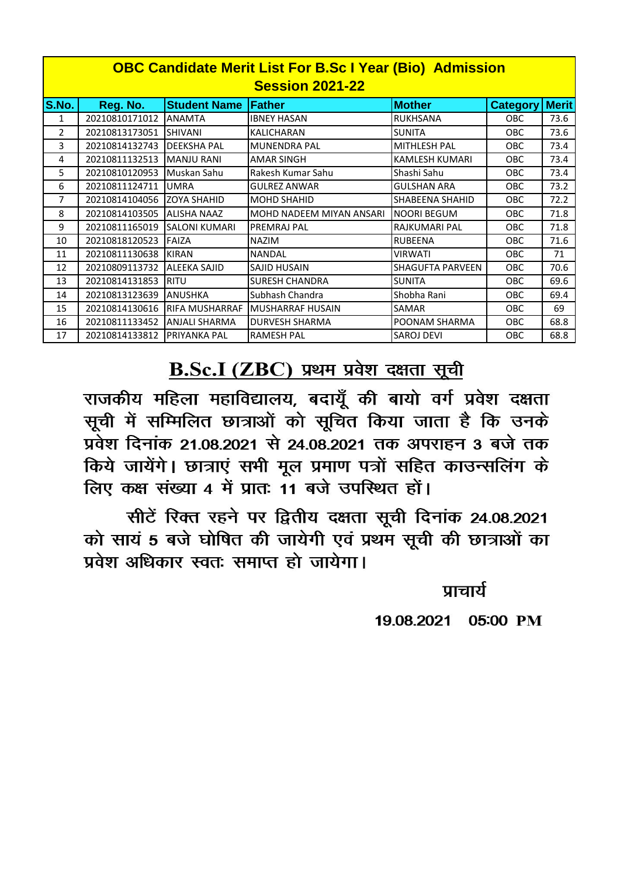**OBC Candidate Merit List For B.Sc I Year (Bio) Admission Session 2021-22**

| S.No. | Reg. No. | Student Name | Father | Mother | Category | Merit |
|---|---|---|---|---|---|---|
| 1 | 20210810171012 | ANAMTA | IBNEY HASAN | RUKHSANA | OBC | 73.6 |
| 2 | 20210813173051 | SHIVANI | KALICHARAN | SUNITA | OBC | 73.6 |
| 3 | 20210814132743 | DEEKSHA PAL | MUNENDRA PAL | MITHLESH PAL | OBC | 73.4 |
| 4 | 20210811132513 | MANJU RANI | AMAR SINGH | KAMLESH KUMARI | OBC | 73.4 |
| 5 | 20210810120953 | Muskan Sahu | Rakesh Kumar Sahu | Shashi Sahu | OBC | 73.4 |
| 6 | 20210811124711 | UMRA | GULREZ ANWAR | GULSHAN ARA | OBC | 73.2 |
| 7 | 20210814104056 | ZOYA SHAHID | MOHD SHAHID | SHABEENA SHAHID | OBC | 72.2 |
| 8 | 20210814103505 | ALISHA NAAZ | MOHD NADEEM MIYAN ANSARI | NOORI BEGUM | OBC | 71.8 |
| 9 | 20210811165019 | SALONI KUMARI | PREMRAJ PAL | RAJKUMARI PAL | OBC | 71.8 |
| 10 | 20210818120523 | FAIZA | NAZIM | RUBEENA | OBC | 71.6 |
| 11 | 20210811130638 | KIRAN | NANDAL | VIRWATI | OBC | 71 |
| 12 | 20210809113732 | ALEEKA SAJID | SAJID HUSAIN | SHAGUFTA PARVEEN | OBC | 70.6 |
| 13 | 20210814131853 | RITU | SURESH CHANDRA | SUNITA | OBC | 69.6 |
| 14 | 20210813123639 | ANUSHKA | Subhash Chandra | Shobha Rani | OBC | 69.4 |
| 15 | 20210814130616 | RIFA MUSHARRAF | MUSHARRAF HUSAIN | SAMAR | OBC | 69 |
| 16 | 20210811133452 | ANJALI SHARMA | DURVESH SHARMA | POONAM SHARMA | OBC | 68.8 |
| 17 | 20210814133812 | PRIYANKA PAL | RAMESH PAL | SAROJ DEVI | OBC | 68.8 |

## B.Sc.I (ZBC) प्रथम प्रवेश दक्षता सूची

राजकीय महिला महाविद्यालय, बदायूँ की बायो वर्ग प्रवेश दक्षता सूची में सम्मिलित छात्राओं को सूचित किया जाता है कि उनके प्रवेश दिनांक 21.08.2021 से 24.08.2021 तक अपराहन 3 बजे तक किये जायेंगे। छात्राएं सभी मूल प्रमाण पत्रों सहित काउन्सलिंग के लिए कक्ष संख्या 4 में प्रातः 11 बजे उपस्थित हों।

सीटें रिक्त रहने पर द्वितीय दक्षता सूची दिनांक 24.08.2021 को सायं 5 बजे घोषित की जायेगी एवं प्रथम सूची की छात्राओं का प्रवेश अधिकार स्वतः समाप्त हो जायेगा।

प्राचार्य

19.08.2021 05:00 PM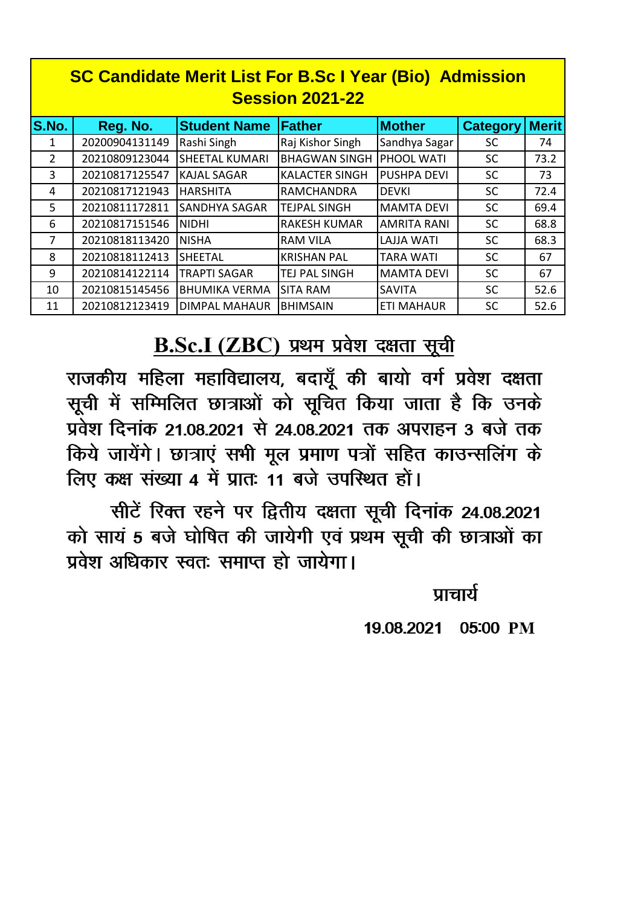# SC Candidate Merit List For B.Sc I Year (Bio) Admission Session 2021-22

| S.No. | Reg. No. | Student Name | Father | Mother | Category | Merit |
|---|---|---|---|---|---|---|
| 1 | 20200904131149 | Rashi Singh | Raj Kishor Singh | Sandhya Sagar | SC | 74 |
| 2 | 20210809123044 | SHEETAL KUMARI | BHAGWAN SINGH | PHOOL WATI | SC | 73.2 |
| 3 | 20210817125547 | KAJAL SAGAR | KALACTER SINGH | PUSHPA DEVI | SC | 73 |
| 4 | 20210817121943 | HARSHITA | RAMCHANDRA | DEVKI | SC | 72.4 |
| 5 | 20210811172811 | SANDHYA SAGAR | TEJPAL SINGH | MAMTA DEVI | SC | 69.4 |
| 6 | 20210817151546 | NIDHI | RAKESH KUMAR | AMRITA RANI | SC | 68.8 |
| 7 | 20210818113420 | NISHA | RAM VILA | LAJJA WATI | SC | 68.3 |
| 8 | 20210818112413 | SHEETAL | KRISHAN PAL | TARA WATI | SC | 67 |
| 9 | 20210814122114 | TRAPTI SAGAR | TEJ PAL SINGH | MAMTA DEVI | SC | 67 |
| 10 | 20210815145456 | BHUMIKA VERMA | SITA RAM | SAVITA | SC | 52.6 |
| 11 | 20210812123419 | DIMPAL MAHAUR | BHIMSAIN | ETI MAHAUR | SC | 52.6 |

## B.Sc.I (ZBC) प्रथम प्रवेश दक्षता सूची

राजकीय महिला महाविद्यालय, बदायूँ की बायो वर्ग प्रवेश दक्षता सूची में सम्मिलित छात्राओं को सूचित किया जाता है कि उनके प्रवेश दिनांक 21.08.2021 से 24.08.2021 तक अपराहन 3 बजे तक किये जायेंगे। छात्राएं सभी मूल प्रमाण पत्रों सहित काउन्सलिंग के लिए कक्ष संख्या 4 में प्रातः 11 बजे उपस्थित हों।

सीटें रिक्त रहने पर द्वितीय दक्षता सूची दिनांक 24.08.2021 को सायं 5 बजे घोषित की जायेगी एवं प्रथम सूची की छात्राओं का प्रवेश अधिकार स्वतः समाप्त हो जायेगा।

प्राचार्य

19.08.2021 05:00 PM